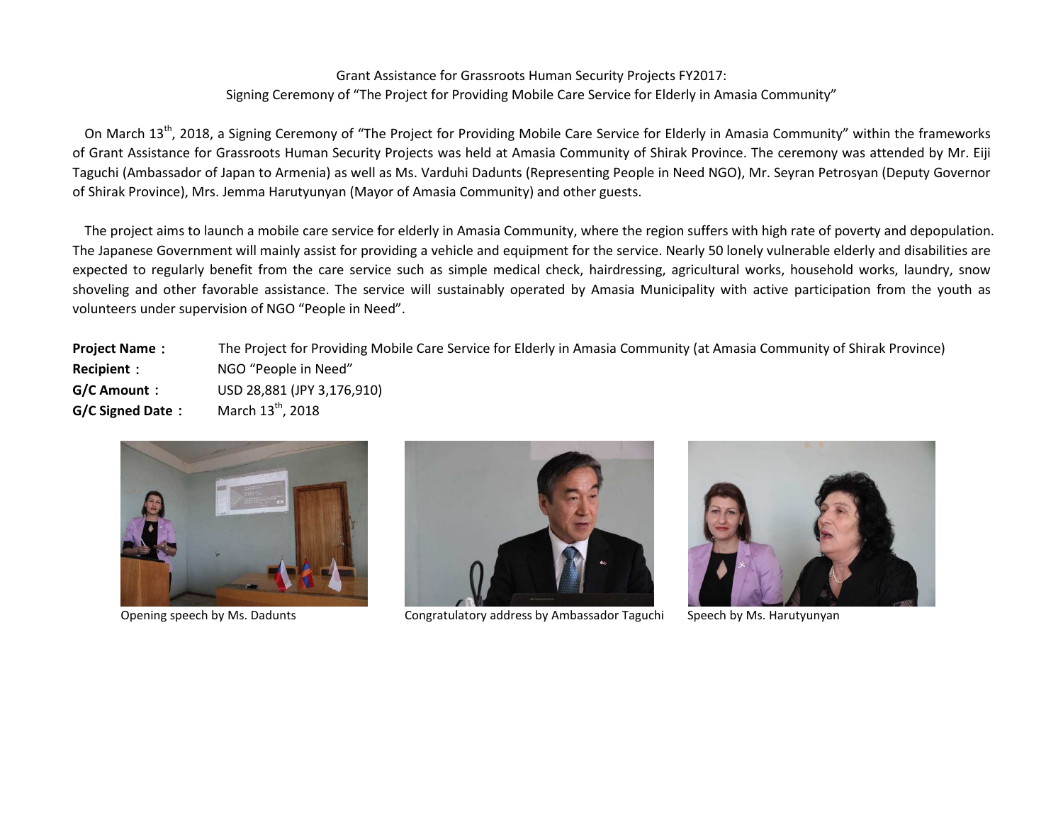Grant Assistance for Grassroots Human Security Projects FY2017:
Signing Ceremony of "The Project for Providing Mobile Care Service for Elderly in Amasia Community"

On March 13th, 2018, a Signing Ceremony of "The Project for Providing Mobile Care Service for Elderly in Amasia Community" within the frameworks of Grant Assistance for Grassroots Human Security Projects was held at Amasia Community of Shirak Province. The ceremony was attended by Mr. Eiji Taguchi (Ambassador of Japan to Armenia) as well as Ms. Varduhi Dadunts (Representing People in Need NGO), Mr. Seyran Petrosyan (Deputy Governor of Shirak Province), Mrs. Jemma Harutyunyan (Mayor of Amasia Community) and other guests.

The project aims to launch a mobile care service for elderly in Amasia Community, where the region suffers with high rate of poverty and depopulation. The Japanese Government will mainly assist for providing a vehicle and equipment for the service. Nearly 50 lonely vulnerable elderly and disabilities are expected to regularly benefit from the care service such as simple medical check, hairdressing, agricultural works, household works, laundry, snow shoveling and other favorable assistance. The service will sustainably operated by Amasia Municipality with active participation from the youth as volunteers under supervision of NGO "People in Need".

**Project Name：** The Project for Providing Mobile Care Service for Elderly in Amasia Community (at Amasia Community of Shirak Province)
**Recipient：** NGO "People in Need"
**G/C Amount：** USD 28,881 (JPY 3,176,910)
**G/C Signed Date：** March 13th, 2018

Opening speech by Ms. Dadunts

Congratulatory address by Ambassador Taguchi

Speech by Ms. Harutyunyan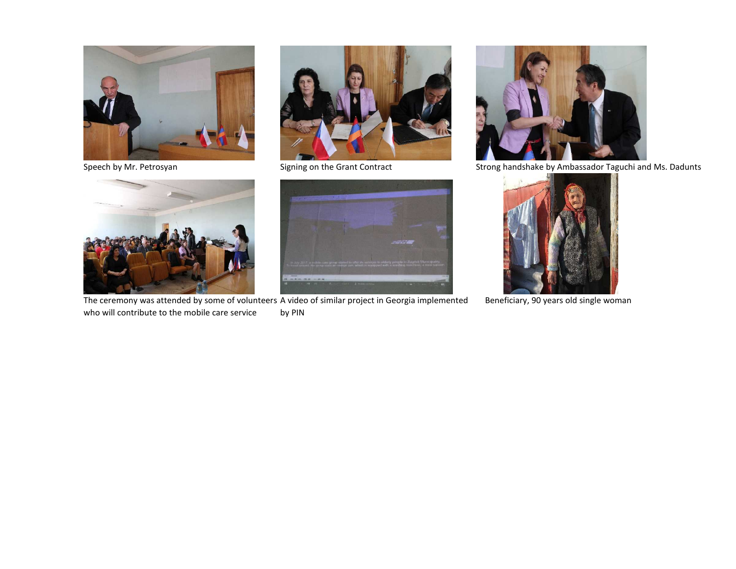Speech by Mr. Petrosyan

Signing on the Grant Contract

Strong handshake by Ambassador Taguchi and Ms. Dadunts

The ceremony was attended by some of volunteers who will contribute to the mobile care service

A video of similar project in Georgia implemented by PIN

Beneficiary, 90 years old single woman